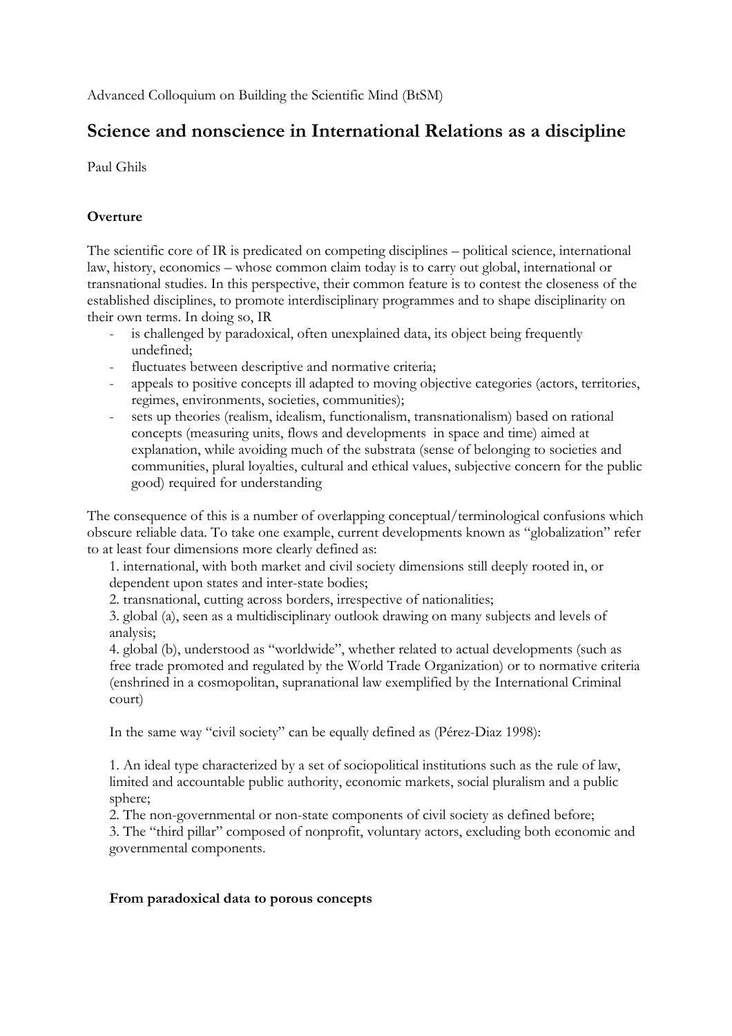Advanced Colloquium on Building the Scientific Mind (BtSM)

# Science and nonscience in International Relations as a discipline

Paul Ghils

### Overture

The scientific core of IR is predicated on competing disciplines – political science, international law, history, economics – whose common claim today is to carry out global, international or transnational studies. In this perspective, their common feature is to contest the closeness of the established disciplines, to promote interdisciplinary programmes and to shape disciplinarity on their own terms. In doing so, IR

- is challenged by paradoxical, often unexplained data, its object being frequently undefined;
- fluctuates between descriptive and normative criteria;
- appeals to positive concepts ill adapted to moving objective categories (actors, territories, regimes, environments, societies, communities);
- sets up theories (realism, idealism, functionalism, transnationalism) based on rational concepts (measuring units, flows and developments in space and time) aimed at explanation, while avoiding much of the substrata (sense of belonging to societies and communities, plural loyalties, cultural and ethical values, subjective concern for the public good) required for understanding

The consequence of this is a number of overlapping conceptual/terminological confusions which obscure reliable data. To take one example, current developments known as "globalization" refer to at least four dimensions more clearly defined as:

1. international, with both market and civil society dimensions still deeply rooted in, or dependent upon states and inter-state bodies;
2. transnational, cutting across borders, irrespective of nationalities;
3. global (a), seen as a multidisciplinary outlook drawing on many subjects and levels of analysis;
4. global (b), understood as "worldwide", whether related to actual developments (such as free trade promoted and regulated by the World Trade Organization) or to normative criteria (enshrined in a cosmopolitan, supranational law exemplified by the International Criminal court)

In the same way "civil society" can be equally defined as (Pérez-Diaz 1998):

1. An ideal type characterized by a set of sociopolitical institutions such as the rule of law, limited and accountable public authority, economic markets, social pluralism and a public sphere;
2. The non-governmental or non-state components of civil society as defined before;
3. The "third pillar" composed of nonprofit, voluntary actors, excluding both economic and governmental components.

### From paradoxical data to porous concepts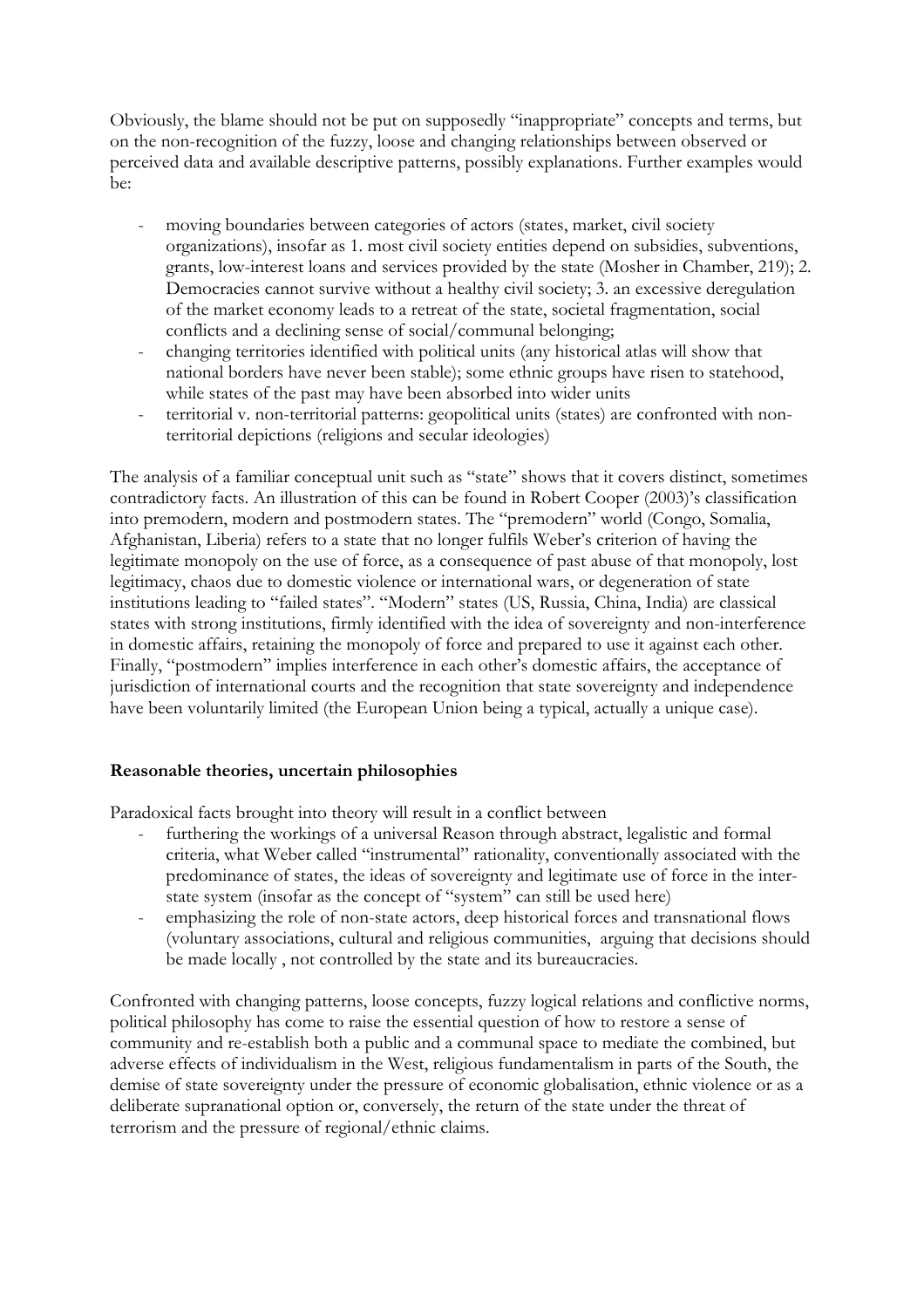Obviously, the blame should not be put on supposedly "inappropriate" concepts and terms, but on the non-recognition of the fuzzy, loose and changing relationships between observed or perceived data and available descriptive patterns, possibly explanations. Further examples would be:

- moving boundaries between categories of actors (states, market, civil society organizations), insofar as 1. most civil society entities depend on subsidies, subventions, grants, low-interest loans and services provided by the state (Mosher in Chamber, 219); 2. Democracies cannot survive without a healthy civil society; 3. an excessive deregulation of the market economy leads to a retreat of the state, societal fragmentation, social conflicts and a declining sense of social/communal belonging;
- changing territories identified with political units (any historical atlas will show that national borders have never been stable); some ethnic groups have risen to statehood, while states of the past may have been absorbed into wider units
- territorial v. non-territorial patterns: geopolitical units (states) are confronted with non-territorial depictions (religions and secular ideologies)

The analysis of a familiar conceptual unit such as "state" shows that it covers distinct, sometimes contradictory facts. An illustration of this can be found in Robert Cooper (2003)'s classification into premodern, modern and postmodern states. The "premodern" world (Congo, Somalia, Afghanistan, Liberia) refers to a state that no longer fulfils Weber's criterion of having the legitimate monopoly on the use of force, as a consequence of past abuse of that monopoly, lost legitimacy, chaos due to domestic violence or international wars, or degeneration of state institutions leading to "failed states". "Modern" states (US, Russia, China, India) are classical states with strong institutions, firmly identified with the idea of sovereignty and non-interference in domestic affairs, retaining the monopoly of force and prepared to use it against each other. Finally, "postmodern" implies interference in each other's domestic affairs, the acceptance of jurisdiction of international courts and the recognition that state sovereignty and independence have been voluntarily limited (the European Union being a typical, actually a unique case).

**Reasonable theories, uncertain philosophies**

Paradoxical facts brought into theory will result in a conflict between

- furthering the workings of a universal Reason through abstract, legalistic and formal criteria, what Weber called "instrumental" rationality, conventionally associated with the predominance of states, the ideas of sovereignty and legitimate use of force in the inter-state system (insofar as the concept of "system" can still be used here)
- emphasizing the role of non-state actors, deep historical forces and transnational flows (voluntary associations, cultural and religious communities, arguing that decisions should be made locally , not controlled by the state and its bureaucracies.

Confronted with changing patterns, loose concepts, fuzzy logical relations and conflictive norms, political philosophy has come to raise the essential question of how to restore a sense of community and re-establish both a public and a communal space to mediate the combined, but adverse effects of individualism in the West, religious fundamentalism in parts of the South, the demise of state sovereignty under the pressure of economic globalisation, ethnic violence or as a deliberate supranational option or, conversely, the return of the state under the threat of terrorism and the pressure of regional/ethnic claims.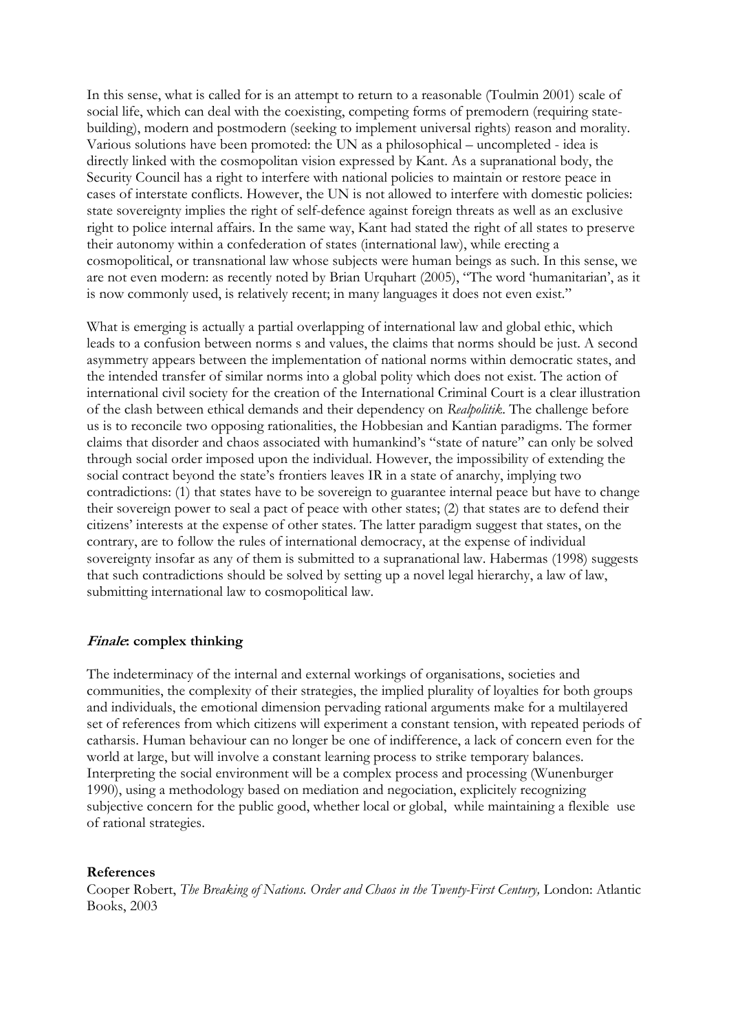In this sense, what is called for is an attempt to return to a reasonable (Toulmin 2001) scale of social life, which can deal with the coexisting, competing forms of premodern (requiring state-building), modern and postmodern (seeking to implement universal rights) reason and morality. Various solutions have been promoted: the UN as a philosophical – uncompleted - idea is directly linked with the cosmopolitan vision expressed by Kant. As a supranational body, the Security Council has a right to interfere with national policies to maintain or restore peace in cases of interstate conflicts. However, the UN is not allowed to interfere with domestic policies: state sovereignty implies the right of self-defence against foreign threats as well as an exclusive right to police internal affairs. In the same way, Kant had stated the right of all states to preserve their autonomy within a confederation of states (international law), while erecting a cosmopolitical, or transnational law whose subjects were human beings as such. In this sense, we are not even modern: as recently noted by Brian Urquhart (2005), "The word 'humanitarian', as it is now commonly used, is relatively recent; in many languages it does not even exist."

What is emerging is actually a partial overlapping of international law and global ethic, which leads to a confusion between norms s and values, the claims that norms should be just. A second asymmetry appears between the implementation of national norms within democratic states, and the intended transfer of similar norms into a global polity which does not exist. The action of international civil society for the creation of the International Criminal Court is a clear illustration of the clash between ethical demands and their dependency on *Realpolitik*. The challenge before us is to reconcile two opposing rationalities, the Hobbesian and Kantian paradigms. The former claims that disorder and chaos associated with humankind's "state of nature" can only be solved through social order imposed upon the individual. However, the impossibility of extending the social contract beyond the state's frontiers leaves IR in a state of anarchy, implying two contradictions: (1) that states have to be sovereign to guarantee internal peace but have to change their sovereign power to seal a pact of peace with other states; (2) that states are to defend their citizens' interests at the expense of other states. The latter paradigm suggest that states, on the contrary, are to follow the rules of international democracy, at the expense of individual sovereignty insofar as any of them is submitted to a supranational law. Habermas (1998) suggests that such contradictions should be solved by setting up a novel legal hierarchy, a law of law, submitting international law to cosmopolitical law.

## ***Finale*: complex thinking**

The indeterminacy of the internal and external workings of organisations, societies and communities, the complexity of their strategies, the implied plurality of loyalties for both groups and individuals, the emotional dimension pervading rational arguments make for a multilayered set of references from which citizens will experiment a constant tension, with repeated periods of catharsis. Human behaviour can no longer be one of indifference, a lack of concern even for the world at large, but will involve a constant learning process to strike temporary balances. Interpreting the social environment will be a complex process and processing (Wunenburger 1990), using a methodology based on mediation and negociation, explicitely recognizing subjective concern for the public good, whether local or global, while maintaining a flexible use of rational strategies.

## **References**

Cooper Robert, *The Breaking of Nations. Order and Chaos in the Twenty-First Century,* London: Atlantic Books, 2003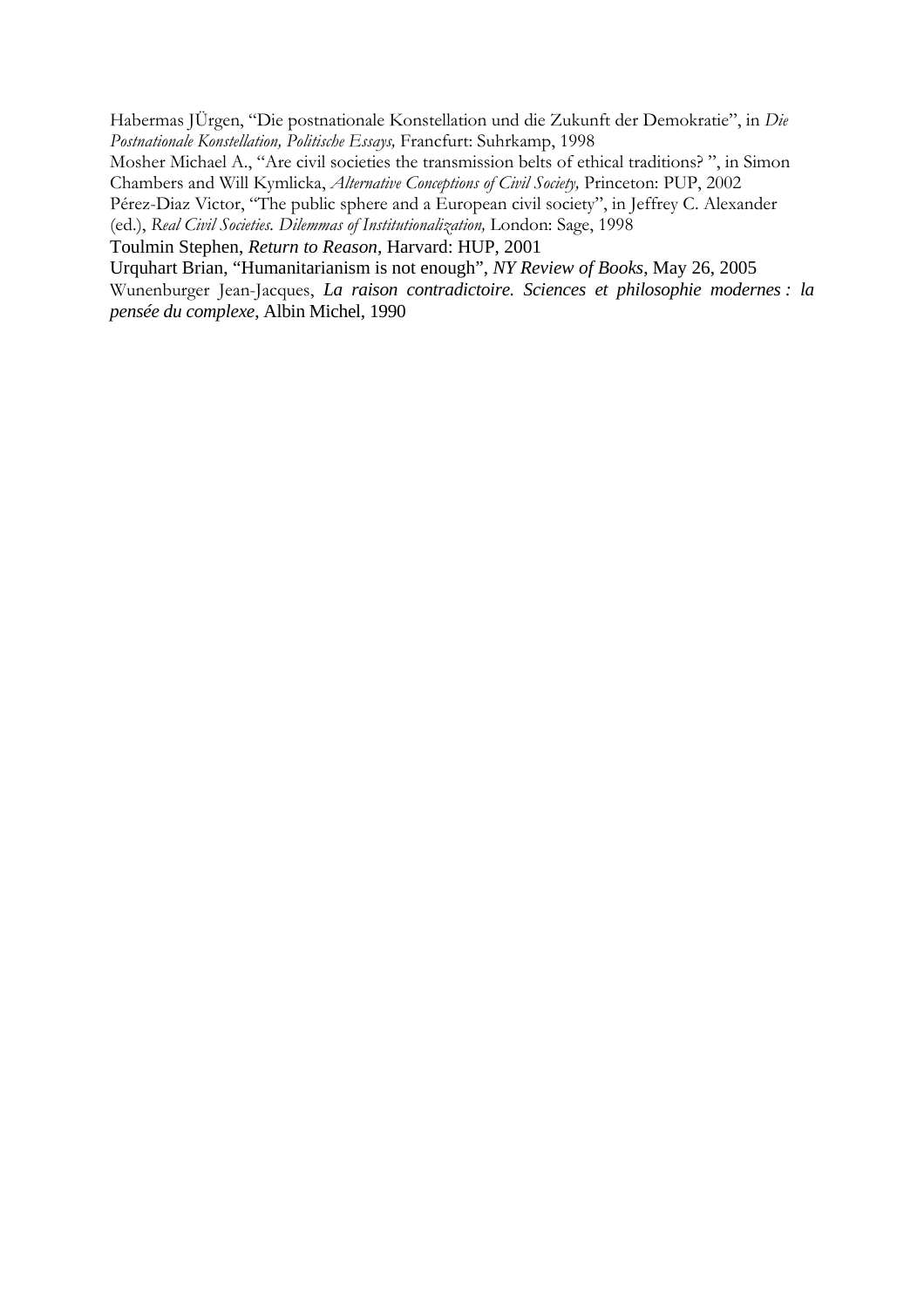Habermas JÜrgen, "Die postnationale Konstellation und die Zukunft der Demokratie", in *Die Postnationale Konstellation, Politische Essays,* Francfurt: Suhrkamp, 1998

Mosher Michael A., "Are civil societies the transmission belts of ethical traditions? ", in Simon Chambers and Will Kymlicka, *Alternative Conceptions of Civil Society,* Princeton: PUP, 2002

Pérez-Diaz Victor, "The public sphere and a European civil society", in Jeffrey C. Alexander (ed.), *Real Civil Societies. Dilemmas of Institutionalization,* London: Sage, 1998

Toulmin Stephen, *Return to Reason,* Harvard: HUP, 2001

Urquhart Brian, "Humanitarianism is not enough", *NY Review of Books*, May 26, 2005

Wunenburger Jean-Jacques, *La raison contradictoire. Sciences et philosophie modernes : la pensée du complexe*, Albin Michel, 1990